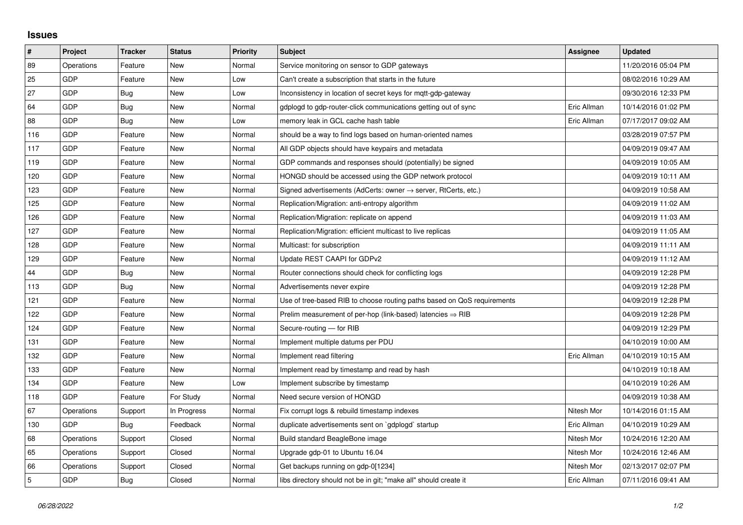## Issues

| # | Project | Tracker | Status | Priority | Subject | Assignee | Updated |
|---|---|---|---|---|---|---|---|
| 89 | Operations | Feature | New | Normal | Service monitoring on sensor to GDP gateways | | 11/20/2016 05:04 PM |
| 25 | GDP | Feature | New | Low | Can't create a subscription that starts in the future | | 08/02/2016 10:29 AM |
| 27 | GDP | Bug | New | Low | Inconsistency in location of secret keys for mqtt-gdp-gateway | | 09/30/2016 12:33 PM |
| 64 | GDP | Bug | New | Normal | gdplogd to gdp-router-click communications getting out of sync | Eric Allman | 10/14/2016 01:02 PM |
| 88 | GDP | Bug | New | Low | memory leak in GCL cache hash table | Eric Allman | 07/17/2017 09:02 AM |
| 116 | GDP | Feature | New | Normal | should be a way to find logs based on human-oriented names | | 03/28/2019 07:57 PM |
| 117 | GDP | Feature | New | Normal | All GDP objects should have keypairs and metadata | | 04/09/2019 09:47 AM |
| 119 | GDP | Feature | New | Normal | GDP commands and responses should (potentially) be signed | | 04/09/2019 10:05 AM |
| 120 | GDP | Feature | New | Normal | HONGD should be accessed using the GDP network protocol | | 04/09/2019 10:11 AM |
| 123 | GDP | Feature | New | Normal | Signed advertisements (AdCerts: owner → server, RtCerts, etc.) | | 04/09/2019 10:58 AM |
| 125 | GDP | Feature | New | Normal | Replication/Migration: anti-entropy algorithm | | 04/09/2019 11:02 AM |
| 126 | GDP | Feature | New | Normal | Replication/Migration: replicate on append | | 04/09/2019 11:03 AM |
| 127 | GDP | Feature | New | Normal | Replication/Migration: efficient multicast to live replicas | | 04/09/2019 11:05 AM |
| 128 | GDP | Feature | New | Normal | Multicast: for subscription | | 04/09/2019 11:11 AM |
| 129 | GDP | Feature | New | Normal | Update REST CAAPI for GDPv2 | | 04/09/2019 11:12 AM |
| 44 | GDP | Bug | New | Normal | Router connections should check for conflicting logs | | 04/09/2019 12:28 PM |
| 113 | GDP | Bug | New | Normal | Advertisements never expire | | 04/09/2019 12:28 PM |
| 121 | GDP | Feature | New | Normal | Use of tree-based RIB to choose routing paths based on QoS requirements | | 04/09/2019 12:28 PM |
| 122 | GDP | Feature | New | Normal | Prelim measurement of per-hop (link-based) latencies ⇒ RIB | | 04/09/2019 12:28 PM |
| 124 | GDP | Feature | New | Normal | Secure-routing — for RIB | | 04/09/2019 12:29 PM |
| 131 | GDP | Feature | New | Normal | Implement multiple datums per PDU | | 04/10/2019 10:00 AM |
| 132 | GDP | Feature | New | Normal | Implement read filtering | Eric Allman | 04/10/2019 10:15 AM |
| 133 | GDP | Feature | New | Normal | Implement read by timestamp and read by hash | | 04/10/2019 10:18 AM |
| 134 | GDP | Feature | New | Low | Implement subscribe by timestamp | | 04/10/2019 10:26 AM |
| 118 | GDP | Feature | For Study | Normal | Need secure version of HONGD | | 04/09/2019 10:38 AM |
| 67 | Operations | Support | In Progress | Normal | Fix corrupt logs & rebuild timestamp indexes | Nitesh Mor | 10/14/2016 01:15 AM |
| 130 | GDP | Bug | Feedback | Normal | duplicate advertisements sent on `gdplogd` startup | Eric Allman | 04/10/2019 10:29 AM |
| 68 | Operations | Support | Closed | Normal | Build standard BeagleBone image | Nitesh Mor | 10/24/2016 12:20 AM |
| 65 | Operations | Support | Closed | Normal | Upgrade gdp-01 to Ubuntu 16.04 | Nitesh Mor | 10/24/2016 12:46 AM |
| 66 | Operations | Support | Closed | Normal | Get backups running on gdp-0[1234] | Nitesh Mor | 02/13/2017 02:07 PM |
| 5 | GDP | Bug | Closed | Normal | libs directory should not be in git; "make all" should create it | Eric Allman | 07/11/2016 09:41 AM |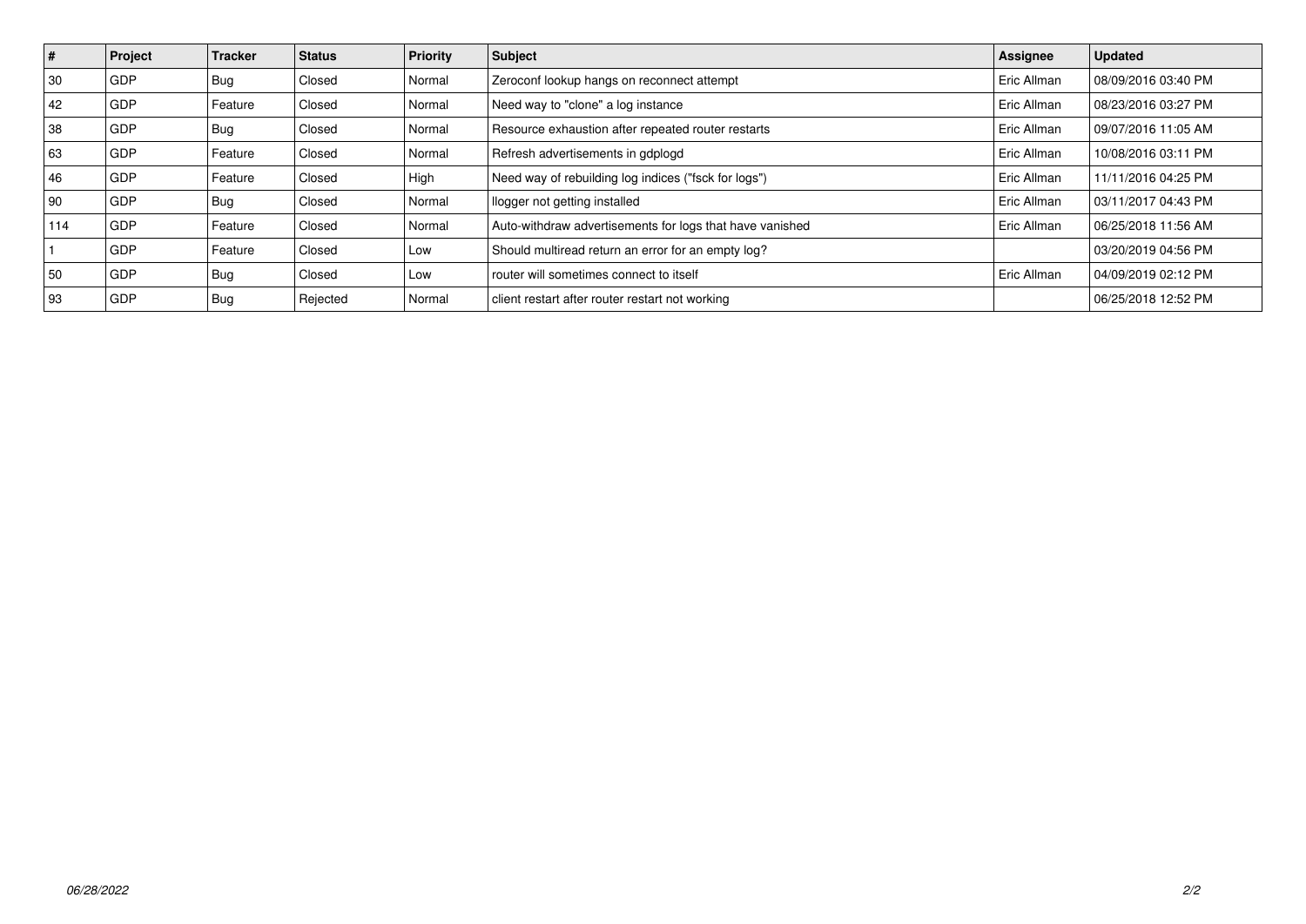| # | Project | Tracker | Status | Priority | Subject | Assignee | Updated |
|---|---|---|---|---|---|---|---|
| 30 | GDP | Bug | Closed | Normal | Zeroconf lookup hangs on reconnect attempt | Eric Allman | 08/09/2016 03:40 PM |
| 42 | GDP | Feature | Closed | Normal | Need way to "clone" a log instance | Eric Allman | 08/23/2016 03:27 PM |
| 38 | GDP | Bug | Closed | Normal | Resource exhaustion after repeated router restarts | Eric Allman | 09/07/2016 11:05 AM |
| 63 | GDP | Feature | Closed | Normal | Refresh advertisements in gdplogd | Eric Allman | 10/08/2016 03:11 PM |
| 46 | GDP | Feature | Closed | High | Need way of rebuilding log indices ("fsck for logs") | Eric Allman | 11/11/2016 04:25 PM |
| 90 | GDP | Bug | Closed | Normal | llogger not getting installed | Eric Allman | 03/11/2017 04:43 PM |
| 114 | GDP | Feature | Closed | Normal | Auto-withdraw advertisements for logs that have vanished | Eric Allman | 06/25/2018 11:56 AM |
| 1 | GDP | Feature | Closed | Low | Should multiread return an error for an empty log? | | 03/20/2019 04:56 PM |
| 50 | GDP | Bug | Closed | Low | router will sometimes connect to itself | Eric Allman | 04/09/2019 02:12 PM |
| 93 | GDP | Bug | Rejected | Normal | client restart after router restart not working | | 06/25/2018 12:52 PM |